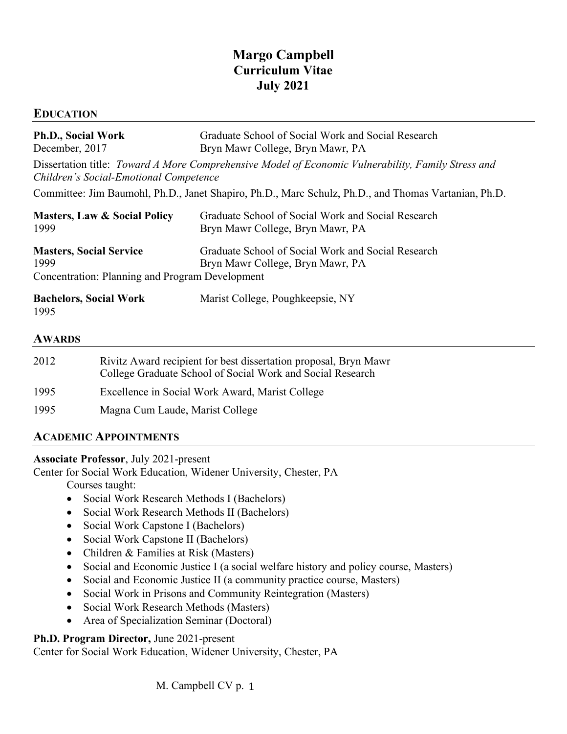# Margo Campbell
## Curriculum Vitae
## July 2021

## EDUCATION

**Ph.D., Social Work** — Graduate School of Social Work and Social Research
December, 2017 — Bryn Mawr College, Bryn Mawr, PA

Dissertation title: *Toward A More Comprehensive Model of Economic Vulnerability, Family Stress and Children's Social-Emotional Competence*

Committee: Jim Baumohl, Ph.D., Janet Shapiro, Ph.D., Marc Schulz, Ph.D., and Thomas Vartanian, Ph.D.

**Masters, Law & Social Policy** — Graduate School of Social Work and Social Research
1999 — Bryn Mawr College, Bryn Mawr, PA

**Masters, Social Service** — Graduate School of Social Work and Social Research
1999 — Bryn Mawr College, Bryn Mawr, PA
Concentration: Planning and Program Development

**Bachelors, Social Work** — Marist College, Poughkeepsie, NY
1995

## AWARDS

| | |
|---|---|
| 2012 | Rivitz Award recipient for best dissertation proposal, Bryn Mawr College Graduate School of Social Work and Social Research |
| 1995 | Excellence in Social Work Award, Marist College |
| 1995 | Magna Cum Laude, Marist College |

## ACADEMIC APPOINTMENTS

**Associate Professor**, July 2021-present
Center for Social Work Education, Widener University, Chester, PA

Courses taught:

- Social Work Research Methods I (Bachelors)
- Social Work Research Methods II (Bachelors)
- Social Work Capstone I (Bachelors)
- Social Work Capstone II (Bachelors)
- Children & Families at Risk (Masters)
- Social and Economic Justice I (a social welfare history and policy course, Masters)
- Social and Economic Justice II (a community practice course, Masters)
- Social Work in Prisons and Community Reintegration (Masters)
- Social Work Research Methods (Masters)
- Area of Specialization Seminar (Doctoral)

**Ph.D. Program Director,** June 2021-present
Center for Social Work Education, Widener University, Chester, PA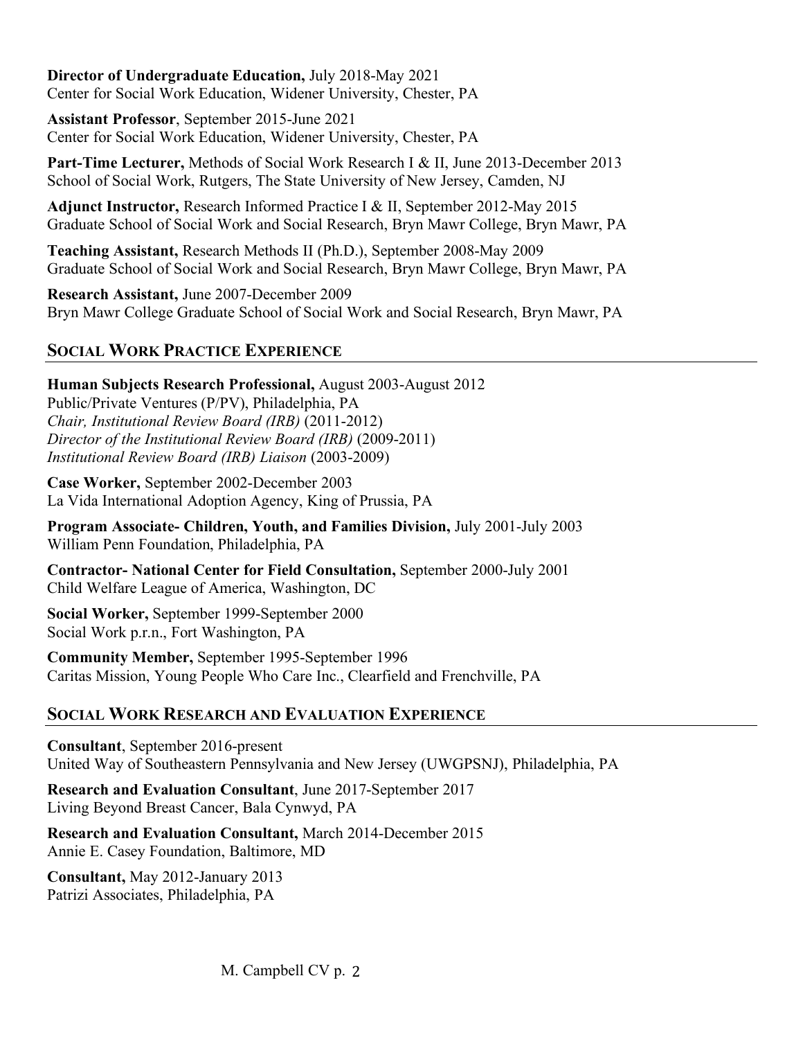**Director of Undergraduate Education,** July 2018-May 2021
Center for Social Work Education, Widener University, Chester, PA

**Assistant Professor**, September 2015-June 2021
Center for Social Work Education, Widener University, Chester, PA

**Part-Time Lecturer,** Methods of Social Work Research I & II, June 2013-December 2013
School of Social Work, Rutgers, The State University of New Jersey, Camden, NJ

**Adjunct Instructor,** Research Informed Practice I & II, September 2012-May 2015
Graduate School of Social Work and Social Research, Bryn Mawr College, Bryn Mawr, PA

**Teaching Assistant,** Research Methods II (Ph.D.), September 2008-May 2009
Graduate School of Social Work and Social Research, Bryn Mawr College, Bryn Mawr, PA

**Research Assistant,** June 2007-December 2009
Bryn Mawr College Graduate School of Social Work and Social Research, Bryn Mawr, PA

## Social Work Practice Experience

**Human Subjects Research Professional,** August 2003-August 2012
Public/Private Ventures (P/PV), Philadelphia, PA
*Chair, Institutional Review Board (IRB)* (2011-2012)
*Director of the Institutional Review Board (IRB)* (2009-2011)
*Institutional Review Board (IRB) Liaison* (2003-2009)

**Case Worker,** September 2002-December 2003
La Vida International Adoption Agency, King of Prussia, PA

**Program Associate- Children, Youth, and Families Division,** July 2001-July 2003
William Penn Foundation, Philadelphia, PA

**Contractor- National Center for Field Consultation,** September 2000-July 2001
Child Welfare League of America, Washington, DC

**Social Worker,** September 1999-September 2000
Social Work p.r.n., Fort Washington, PA

**Community Member,** September 1995-September 1996
Caritas Mission, Young People Who Care Inc., Clearfield and Frenchville, PA

## Social Work Research and Evaluation Experience

**Consultant**, September 2016-present
United Way of Southeastern Pennsylvania and New Jersey (UWGPSNJ), Philadelphia, PA

**Research and Evaluation Consultant**, June 2017-September 2017
Living Beyond Breast Cancer, Bala Cynwyd, PA

**Research and Evaluation Consultant,** March 2014-December 2015
Annie E. Casey Foundation, Baltimore, MD

**Consultant,** May 2012-January 2013
Patrizi Associates, Philadelphia, PA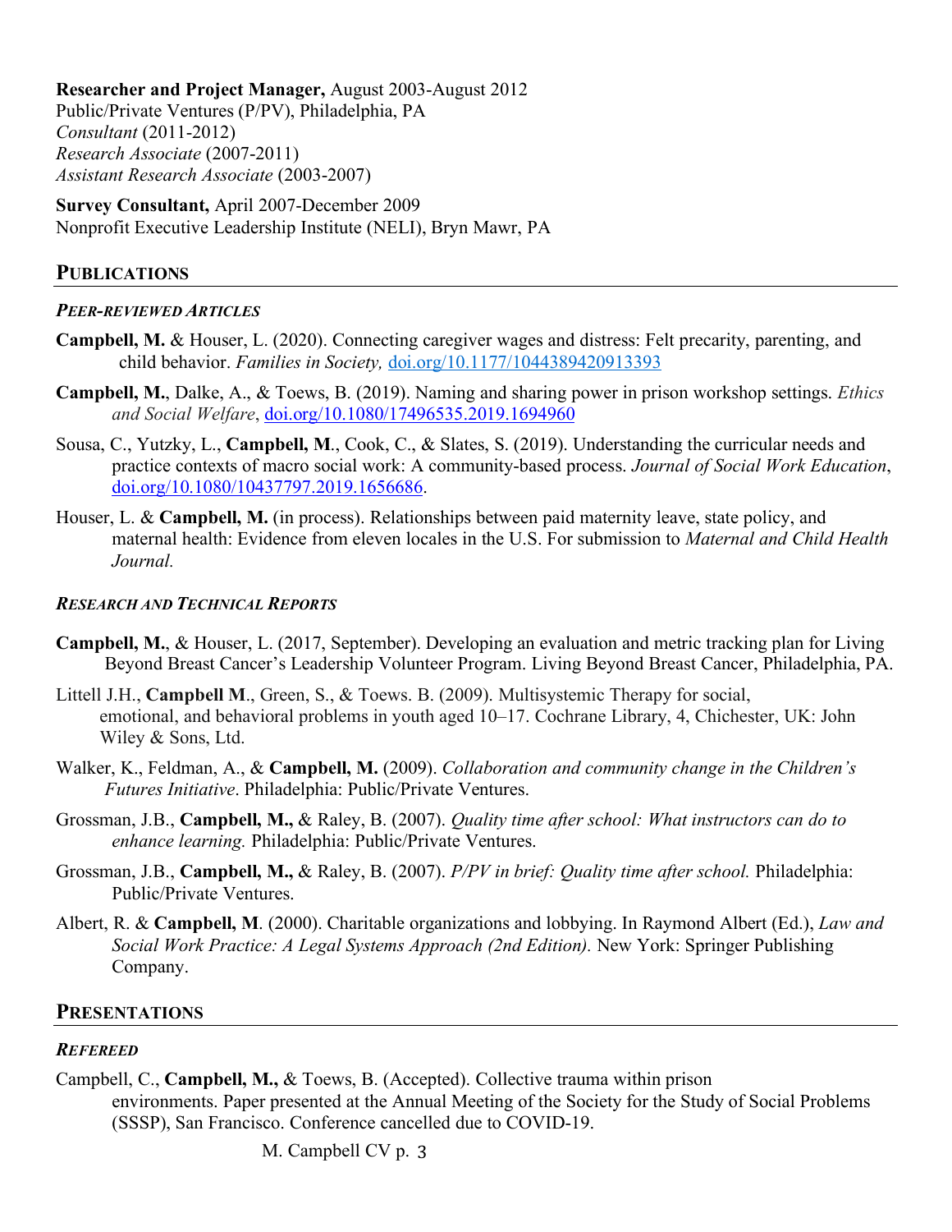**Researcher and Project Manager,** August 2003-August 2012
Public/Private Ventures (P/PV), Philadelphia, PA
*Consultant* (2011-2012)
*Research Associate* (2007-2011)
*Assistant Research Associate* (2003-2007)

**Survey Consultant,** April 2007-December 2009
Nonprofit Executive Leadership Institute (NELI), Bryn Mawr, PA

## PUBLICATIONS

### *PEER-REVIEWED ARTICLES*

**Campbell, M.** & Houser, L. (2020). Connecting caregiver wages and distress: Felt precarity, parenting, and child behavior. *Families in Society,* doi.org/10.1177/1044389420913393

**Campbell, M.**, Dalke, A., & Toews, B. (2019). Naming and sharing power in prison workshop settings. *Ethics and Social Welfare*, doi.org/10.1080/17496535.2019.1694960

Sousa, C., Yutzky, L., **Campbell, M**., Cook, C., & Slates, S. (2019). Understanding the curricular needs and practice contexts of macro social work: A community-based process. *Journal of Social Work Education*, doi.org/10.1080/10437797.2019.1656686.

Houser, L. & **Campbell, M.** (in process). Relationships between paid maternity leave, state policy, and maternal health: Evidence from eleven locales in the U.S. For submission to *Maternal and Child Health Journal.*

### *RESEARCH AND TECHNICAL REPORTS*

**Campbell, M.**, & Houser, L. (2017, September). Developing an evaluation and metric tracking plan for Living Beyond Breast Cancer's Leadership Volunteer Program. Living Beyond Breast Cancer, Philadelphia, PA.

Littell J.H., **Campbell M**., Green, S., & Toews. B. (2009). Multisystemic Therapy for social, emotional, and behavioral problems in youth aged 10–17. Cochrane Library, 4, Chichester, UK: John Wiley & Sons, Ltd.

Walker, K., Feldman, A., & **Campbell, M.** (2009). *Collaboration and community change in the Children's Futures Initiative*. Philadelphia: Public/Private Ventures.

Grossman, J.B., **Campbell, M.,** & Raley, B. (2007). *Quality time after school: What instructors can do to enhance learning.* Philadelphia: Public/Private Ventures.

Grossman, J.B., **Campbell, M.,** & Raley, B. (2007). *P/PV in brief: Quality time after school.* Philadelphia: Public/Private Ventures.

Albert, R. & **Campbell, M**. (2000). Charitable organizations and lobbying. In Raymond Albert (Ed.), *Law and Social Work Practice: A Legal Systems Approach (2nd Edition).* New York: Springer Publishing Company.

## PRESENTATIONS

### *REFEREED*

Campbell, C., **Campbell, M.,** & Toews, B. (Accepted). Collective trauma within prison environments. Paper presented at the Annual Meeting of the Society for the Study of Social Problems (SSSP), San Francisco. Conference cancelled due to COVID-19.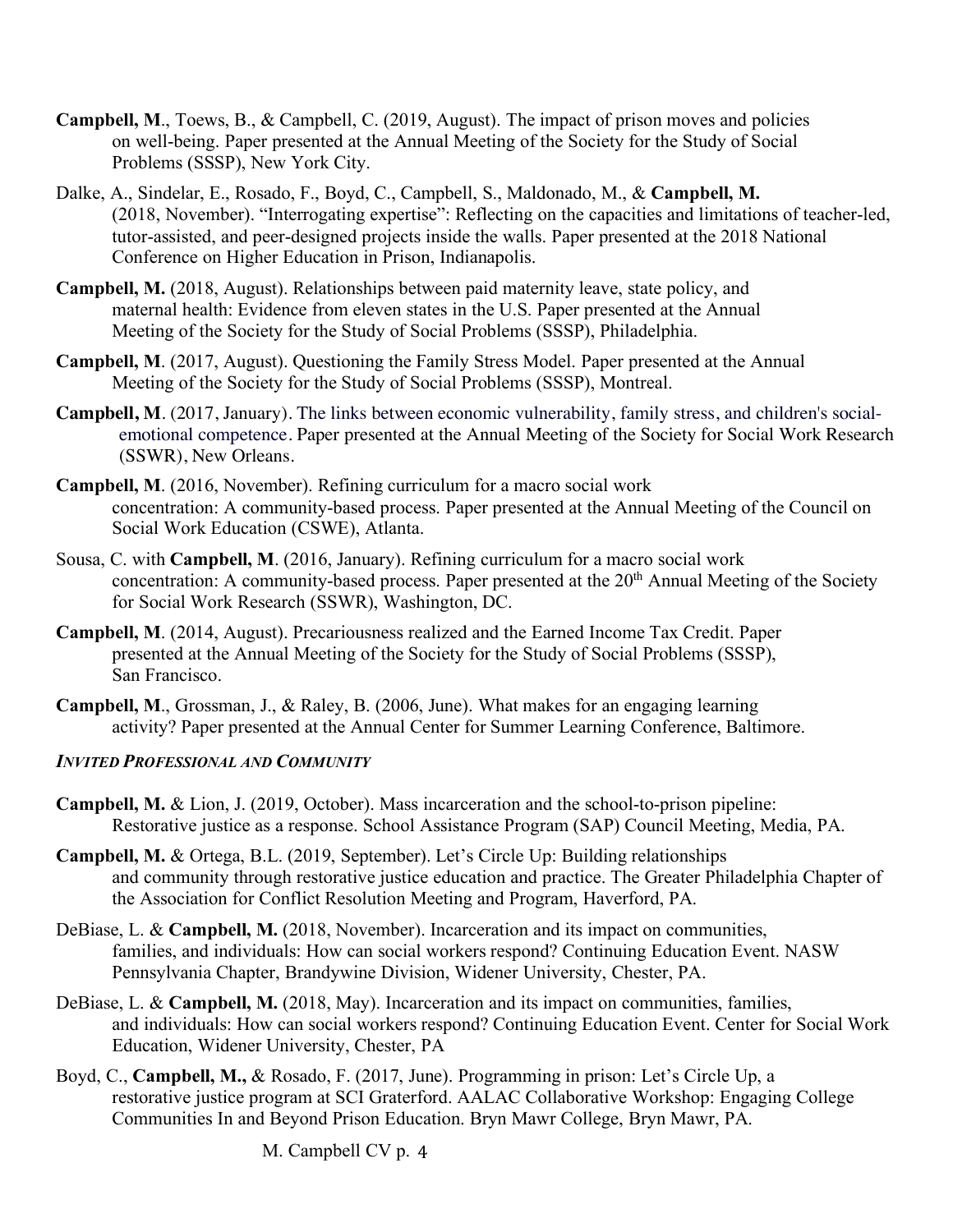**Campbell, M**., Toews, B., & Campbell, C. (2019, August). The impact of prison moves and policies on well-being. Paper presented at the Annual Meeting of the Society for the Study of Social Problems (SSSP), New York City.

Dalke, A., Sindelar, E., Rosado, F., Boyd, C., Campbell, S., Maldonado, M., & **Campbell, M.** (2018, November). "Interrogating expertise": Reflecting on the capacities and limitations of teacher-led, tutor-assisted, and peer-designed projects inside the walls. Paper presented at the 2018 National Conference on Higher Education in Prison, Indianapolis.

**Campbell, M.** (2018, August). Relationships between paid maternity leave, state policy, and maternal health: Evidence from eleven states in the U.S. Paper presented at the Annual Meeting of the Society for the Study of Social Problems (SSSP), Philadelphia.

**Campbell, M**. (2017, August). Questioning the Family Stress Model. Paper presented at the Annual Meeting of the Society for the Study of Social Problems (SSSP), Montreal.

**Campbell, M**. (2017, January). The links between economic vulnerability, family stress, and children's social-emotional competence. Paper presented at the Annual Meeting of the Society for Social Work Research (SSWR), New Orleans.

**Campbell, M**. (2016, November). Refining curriculum for a macro social work concentration: A community-based process. Paper presented at the Annual Meeting of the Council on Social Work Education (CSWE), Atlanta.

Sousa, C. with **Campbell, M**. (2016, January). Refining curriculum for a macro social work concentration: A community-based process. Paper presented at the 20th Annual Meeting of the Society for Social Work Research (SSWR), Washington, DC.

**Campbell, M**. (2014, August). Precariousness realized and the Earned Income Tax Credit. Paper presented at the Annual Meeting of the Society for the Study of Social Problems (SSSP), San Francisco.

**Campbell, M**., Grossman, J., & Raley, B. (2006, June). What makes for an engaging learning activity? Paper presented at the Annual Center for Summer Learning Conference, Baltimore.

***INVITED PROFESSIONAL AND COMMUNITY***

**Campbell, M.** & Lion, J. (2019, October). Mass incarceration and the school-to-prison pipeline: Restorative justice as a response. School Assistance Program (SAP) Council Meeting, Media, PA.

**Campbell, M.** & Ortega, B.L. (2019, September). Let's Circle Up: Building relationships and community through restorative justice education and practice. The Greater Philadelphia Chapter of the Association for Conflict Resolution Meeting and Program, Haverford, PA.

DeBiase, L. & **Campbell, M.** (2018, November). Incarceration and its impact on communities, families, and individuals: How can social workers respond? Continuing Education Event. NASW Pennsylvania Chapter, Brandywine Division, Widener University, Chester, PA.

DeBiase, L. & **Campbell, M.** (2018, May). Incarceration and its impact on communities, families, and individuals: How can social workers respond? Continuing Education Event. Center for Social Work Education, Widener University, Chester, PA

Boyd, C., **Campbell, M.,** & Rosado, F. (2017, June). Programming in prison: Let's Circle Up, a restorative justice program at SCI Graterford. AALAC Collaborative Workshop: Engaging College Communities In and Beyond Prison Education. Bryn Mawr College, Bryn Mawr, PA.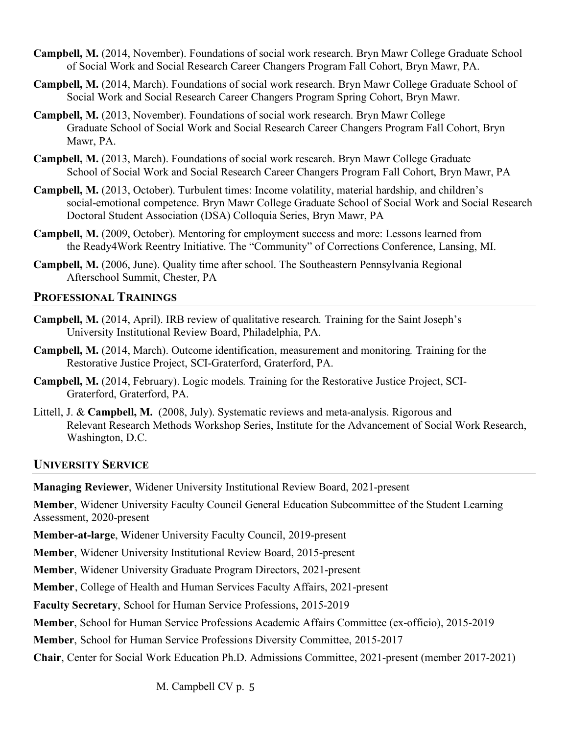**Campbell, M.** (2014, November). Foundations of social work research. Bryn Mawr College Graduate School of Social Work and Social Research Career Changers Program Fall Cohort, Bryn Mawr, PA.

**Campbell, M.** (2014, March). Foundations of social work research. Bryn Mawr College Graduate School of Social Work and Social Research Career Changers Program Spring Cohort, Bryn Mawr.

**Campbell, M.** (2013, November). Foundations of social work research. Bryn Mawr College Graduate School of Social Work and Social Research Career Changers Program Fall Cohort, Bryn Mawr, PA.

**Campbell, M.** (2013, March). Foundations of social work research. Bryn Mawr College Graduate School of Social Work and Social Research Career Changers Program Fall Cohort, Bryn Mawr, PA

**Campbell, M.** (2013, October). Turbulent times: Income volatility, material hardship, and children's social-emotional competence. Bryn Mawr College Graduate School of Social Work and Social Research Doctoral Student Association (DSA) Colloquia Series, Bryn Mawr, PA

**Campbell, M.** (2009, October). Mentoring for employment success and more: Lessons learned from the Ready4Work Reentry Initiative. The "Community" of Corrections Conference, Lansing, MI.

**Campbell, M.** (2006, June). Quality time after school. The Southeastern Pennsylvania Regional Afterschool Summit, Chester, PA

## Professional Trainings

**Campbell, M.** (2014, April). IRB review of qualitative research*.* Training for the Saint Joseph's University Institutional Review Board, Philadelphia, PA.

**Campbell, M.** (2014, March). Outcome identification, measurement and monitoring*.* Training for the Restorative Justice Project, SCI-Graterford, Graterford, PA.

**Campbell, M.** (2014, February). Logic models*.* Training for the Restorative Justice Project, SCI-Graterford, Graterford, PA.

Littell, J. & **Campbell, M.** (2008, July). Systematic reviews and meta-analysis. Rigorous and Relevant Research Methods Workshop Series, Institute for the Advancement of Social Work Research, Washington, D.C.

## University Service

**Managing Reviewer**, Widener University Institutional Review Board, 2021-present

**Member**, Widener University Faculty Council General Education Subcommittee of the Student Learning Assessment, 2020-present

**Member-at-large**, Widener University Faculty Council, 2019-present

**Member**, Widener University Institutional Review Board, 2015-present

**Member**, Widener University Graduate Program Directors, 2021-present

**Member**, College of Health and Human Services Faculty Affairs, 2021-present

**Faculty Secretary**, School for Human Service Professions, 2015-2019

**Member**, School for Human Service Professions Academic Affairs Committee (ex-officio), 2015-2019

**Member**, School for Human Service Professions Diversity Committee, 2015-2017

**Chair**, Center for Social Work Education Ph.D. Admissions Committee, 2021-present (member 2017-2021)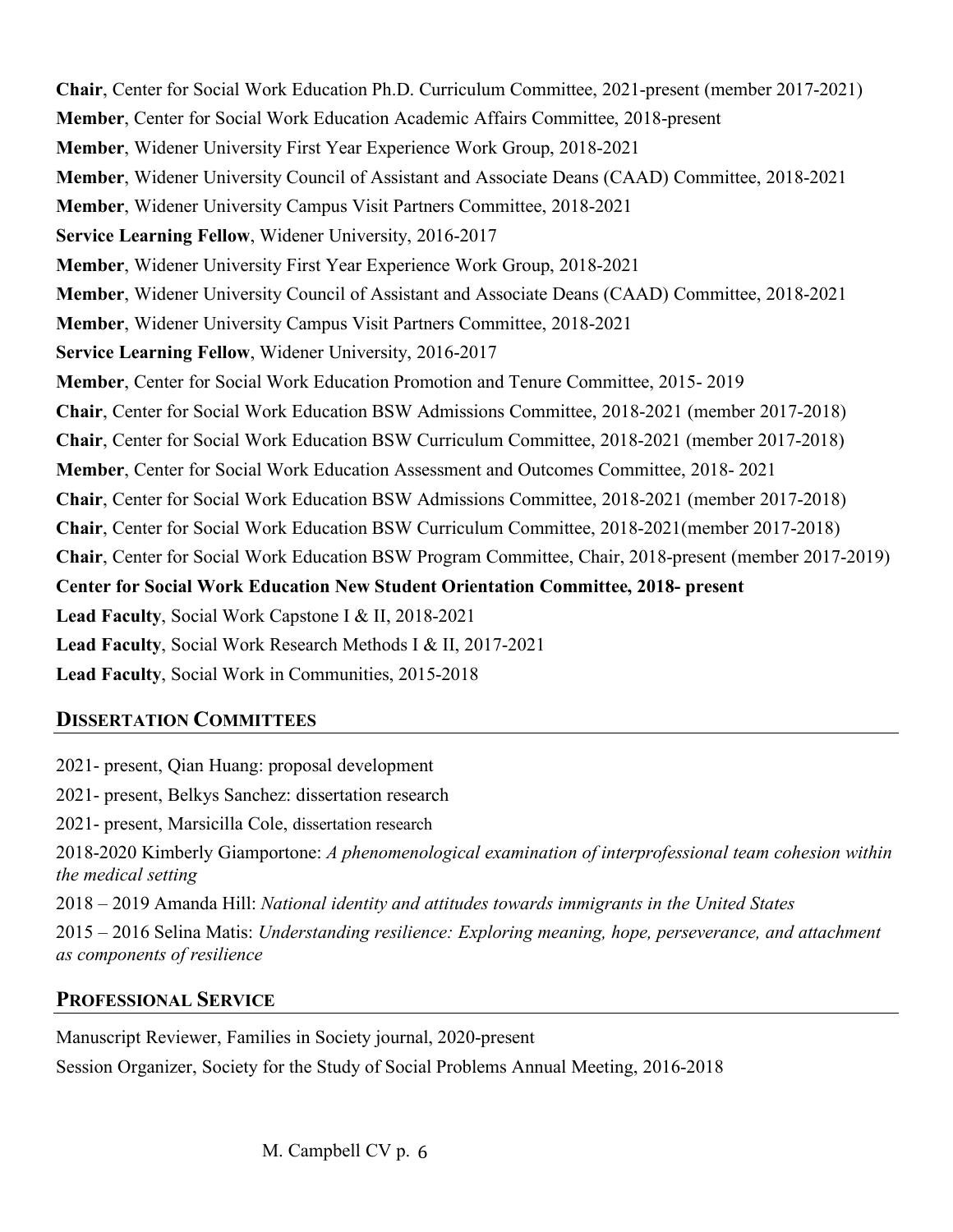**Chair**, Center for Social Work Education Ph.D. Curriculum Committee, 2021-present (member 2017-2021)

**Member**, Center for Social Work Education Academic Affairs Committee, 2018-present

**Member**, Widener University First Year Experience Work Group, 2018-2021

**Member**, Widener University Council of Assistant and Associate Deans (CAAD) Committee, 2018-2021

**Member**, Widener University Campus Visit Partners Committee, 2018-2021

**Service Learning Fellow**, Widener University, 2016-2017

**Member**, Widener University First Year Experience Work Group, 2018-2021

**Member**, Widener University Council of Assistant and Associate Deans (CAAD) Committee, 2018-2021

**Member**, Widener University Campus Visit Partners Committee, 2018-2021

**Service Learning Fellow**, Widener University, 2016-2017

**Member**, Center for Social Work Education Promotion and Tenure Committee, 2015- 2019

**Chair**, Center for Social Work Education BSW Admissions Committee, 2018-2021 (member 2017-2018)

**Chair**, Center for Social Work Education BSW Curriculum Committee, 2018-2021 (member 2017-2018)

**Member**, Center for Social Work Education Assessment and Outcomes Committee, 2018- 2021

**Chair**, Center for Social Work Education BSW Admissions Committee, 2018-2021 (member 2017-2018)

**Chair**, Center for Social Work Education BSW Curriculum Committee, 2018-2021(member 2017-2018)

**Chair**, Center for Social Work Education BSW Program Committee, Chair, 2018-present (member 2017-2019)

**Center for Social Work Education New Student Orientation Committee, 2018- present**

**Lead Faculty**, Social Work Capstone I & II, 2018-2021

**Lead Faculty**, Social Work Research Methods I & II, 2017-2021

**Lead Faculty**, Social Work in Communities, 2015-2018

## DISSERTATION COMMITTEES

2021- present, Qian Huang: proposal development

2021- present, Belkys Sanchez: dissertation research

2021- present, Marsicilla Cole, dissertation research

2018-2020 Kimberly Giamportone: *A phenomenological examination of interprofessional team cohesion within the medical setting*

2018 – 2019 Amanda Hill: *National identity and attitudes towards immigrants in the United States*

2015 – 2016 Selina Matis: *Understanding resilience: Exploring meaning, hope, perseverance, and attachment as components of resilience*

## PROFESSIONAL SERVICE

Manuscript Reviewer, Families in Society journal, 2020-present

Session Organizer, Society for the Study of Social Problems Annual Meeting, 2016-2018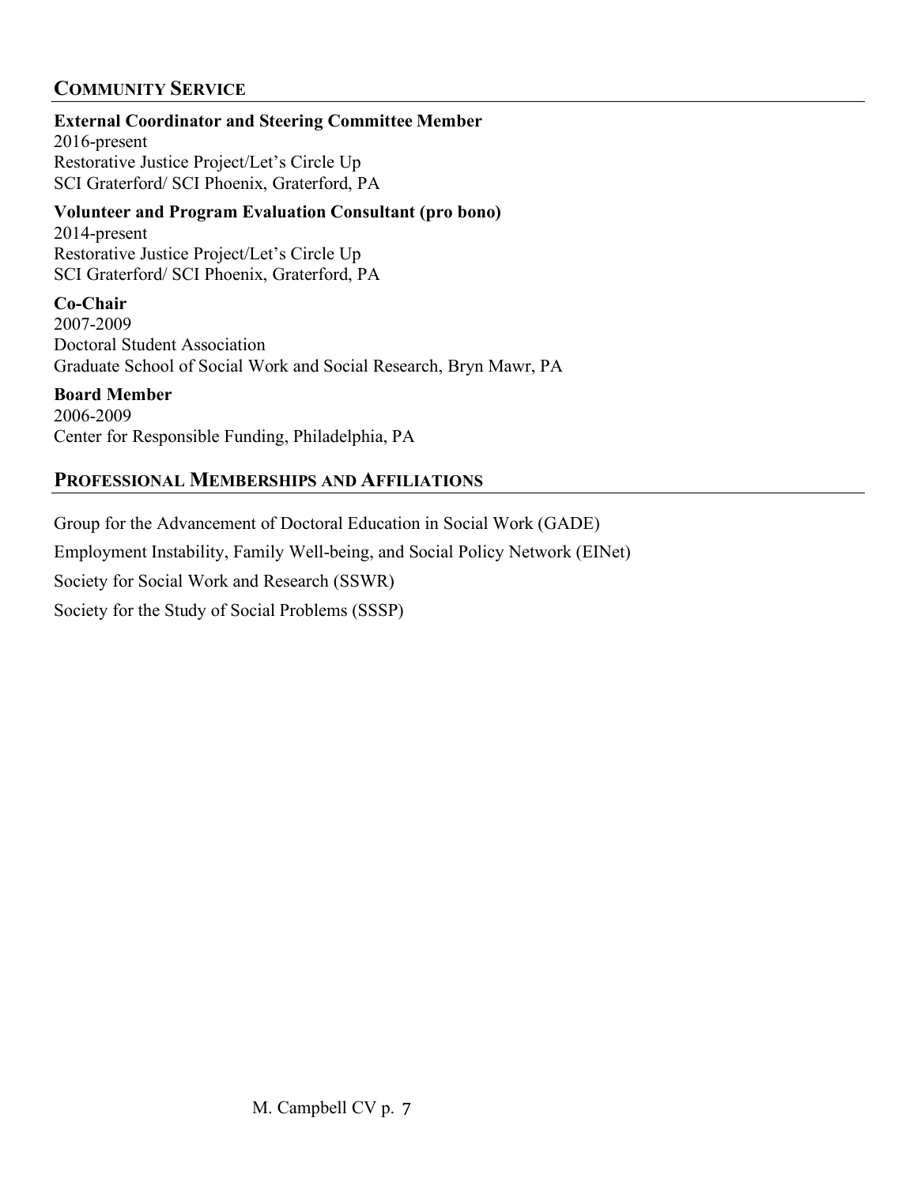## COMMUNITY SERVICE

**External Coordinator and Steering Committee Member**
2016-present
Restorative Justice Project/Let's Circle Up
SCI Graterford/ SCI Phoenix, Graterford, PA

**Volunteer and Program Evaluation Consultant (pro bono)**
2014-present
Restorative Justice Project/Let's Circle Up
SCI Graterford/ SCI Phoenix, Graterford, PA

**Co-Chair**
2007-2009
Doctoral Student Association
Graduate School of Social Work and Social Research, Bryn Mawr, PA

**Board Member**
2006-2009
Center for Responsible Funding, Philadelphia, PA

## PROFESSIONAL MEMBERSHIPS AND AFFILIATIONS

Group for the Advancement of Doctoral Education in Social Work (GADE)

Employment Instability, Family Well-being, and Social Policy Network (EINet)

Society for Social Work and Research (SSWR)

Society for the Study of Social Problems (SSSP)